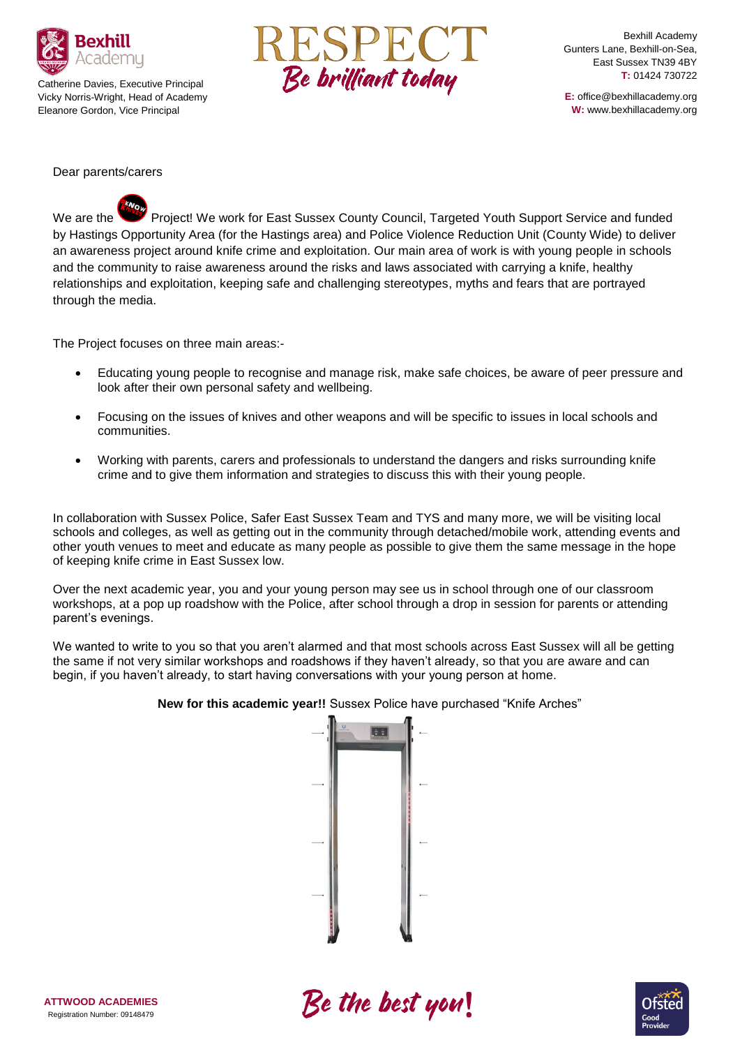Catherine Davies, Executive Principal
Vicky Norris-Wright, Head of Academy
Eleanore Gordon, Vice Principal

RESPECT
*Be brilliant today*

Bexhill Academy
Gunters Lane, Bexhill-on-Sea,
East Sussex TN39 4BY
**T:** 01424 730722

**E:** office@bexhillacademy.org
**W:** www.bexhillacademy.org

Dear parents/carers

We are the Know Knives Project! We work for East Sussex County Council, Targeted Youth Support Service and funded by Hastings Opportunity Area (for the Hastings area) and Police Violence Reduction Unit (County Wide) to deliver an awareness project around knife crime and exploitation. Our main area of work is with young people in schools and the community to raise awareness around the risks and laws associated with carrying a knife, healthy relationships and exploitation, keeping safe and challenging stereotypes, myths and fears that are portrayed through the media.

The Project focuses on three main areas:-

- Educating young people to recognise and manage risk, make safe choices, be aware of peer pressure and look after their own personal safety and wellbeing.
- Focusing on the issues of knives and other weapons and will be specific to issues in local schools and communities.
- Working with parents, carers and professionals to understand the dangers and risks surrounding knife crime and to give them information and strategies to discuss this with their young people.

In collaboration with Sussex Police, Safer East Sussex Team and TYS and many more, we will be visiting local schools and colleges, as well as getting out in the community through detached/mobile work, attending events and other youth venues to meet and educate as many people as possible to give them the same message in the hope of keeping knife crime in East Sussex low.

Over the next academic year, you and your young person may see us in school through one of our classroom workshops, at a pop up roadshow with the Police, after school through a drop in session for parents or attending parent's evenings.

We wanted to write to you so that you aren't alarmed and that most schools across East Sussex will all be getting the same if not very similar workshops and roadshows if they haven't already, so that you are aware and can begin, if you haven't already, to start having conversations with your young person at home.

**New for this academic year!!** Sussex Police have purchased "Knife Arches"

**ATTWOOD ACADEMIES**
Registration Number: 09148479

*Be the best you!*

Ofsted Good Provider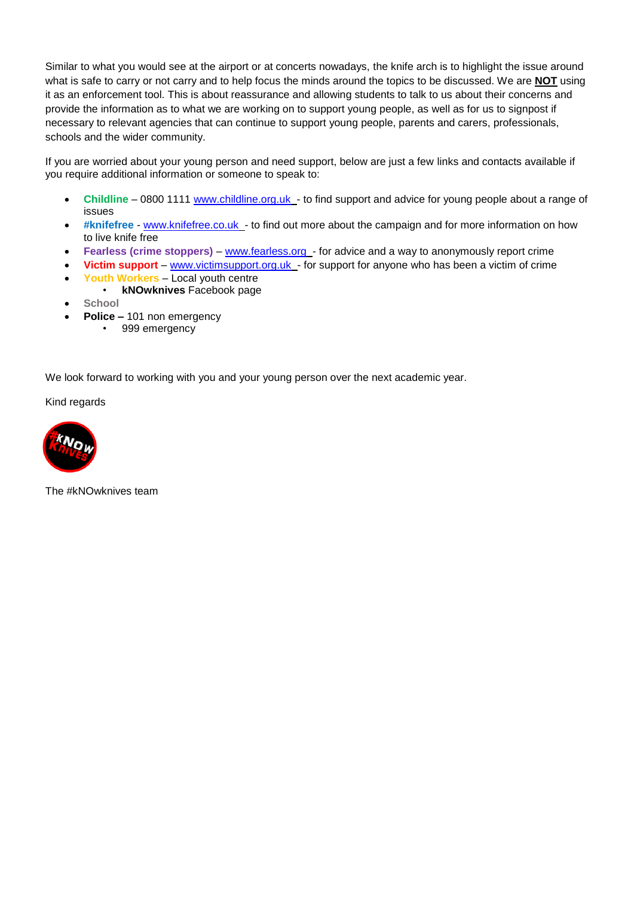Similar to what you would see at the airport or at concerts nowadays, the knife arch is to highlight the issue around what is safe to carry or not carry and to help focus the minds around the topics to be discussed. We are **NOT** using it as an enforcement tool. This is about reassurance and allowing students to talk to us about their concerns and provide the information as to what we are working on to support young people, as well as for us to signpost if necessary to relevant agencies that can continue to support young people, parents and carers, professionals, schools and the wider community.

If you are worried about your young person and need support, below are just a few links and contacts available if you require additional information or someone to speak to:

- **Childline** – 0800 1111 www.childline.org.uk - to find support and advice for young people about a range of issues
- **#knifefree** - www.knifefree.co.uk - to find out more about the campaign and for more information on how to live knife free
- **Fearless (crime stoppers)** – www.fearless.org - for advice and a way to anonymously report crime
- **Victim support** – www.victimsupport.org.uk - for support for anyone who has been a victim of crime
- **Youth Workers** – Local youth centre
    - **kNOwknives** Facebook page
- **School**
- **Police –** 101 non emergency
    - 999 emergency

We look forward to working with you and your young person over the next academic year.

Kind regards

The #kNOwknives team